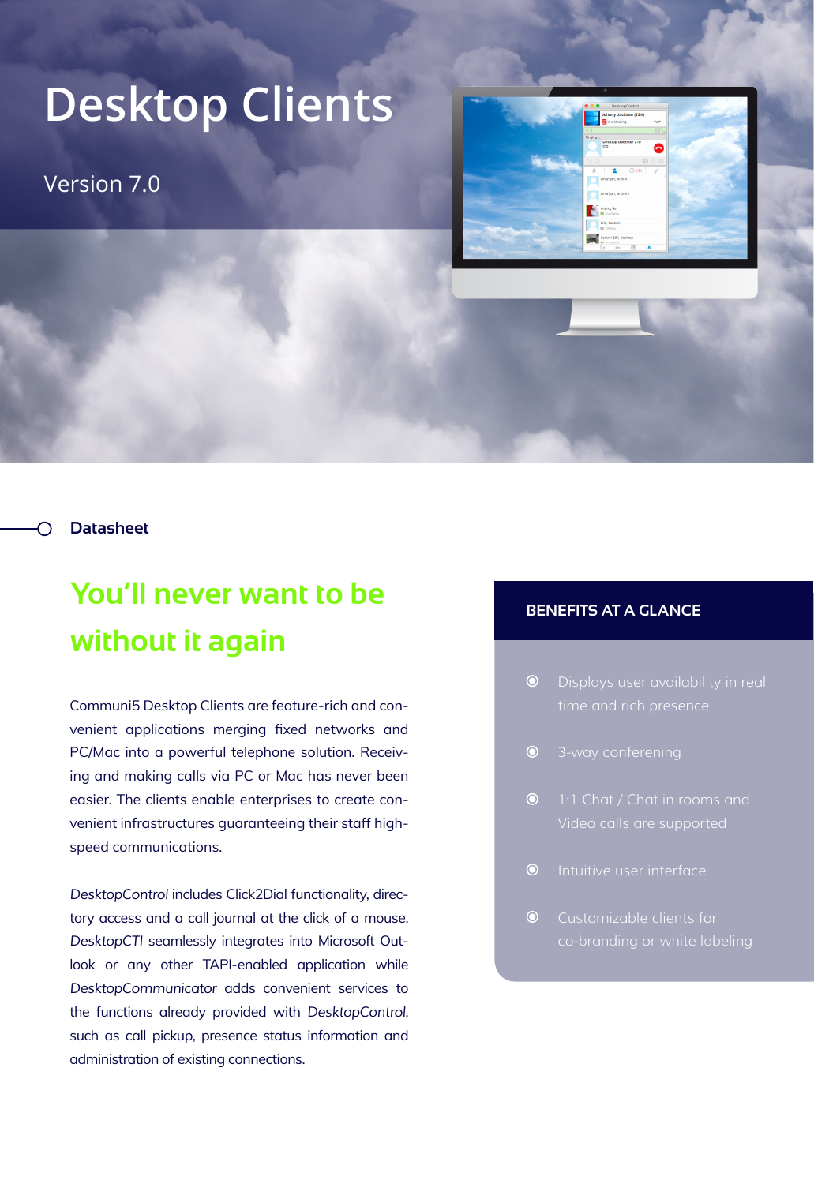# Desktop Clients

Version 7.0

**Datasheet**

## You'll never want to be without it again

Communi5 Desktop Clients are feature-rich and convenient applications merging fixed networks and PC/Mac into a powerful telephone solution. Receiving and making calls via PC or Mac has never been easier. The clients enable enterprises to create convenient infrastructures guaranteeing their staff high-speed communications.

*DesktopControl* includes Click2Dial functionality, directory access and a call journal at the click of a mouse. *DesktopCTI* seamlessly integrates into Microsoft Outlook or any other TAPI-enabled application while *DesktopCommunicator* adds convenient services to the functions already provided with *DesktopControl*, such as call pickup, presence status information and administration of existing connections.

### BENEFITS AT A GLANCE

- Displays user availability in real time and rich presence
- 3-way conferening
- 1:1 Chat / Chat in rooms and Video calls are supported
- Intuitive user interface
- Customizable clients for co-branding or white labeling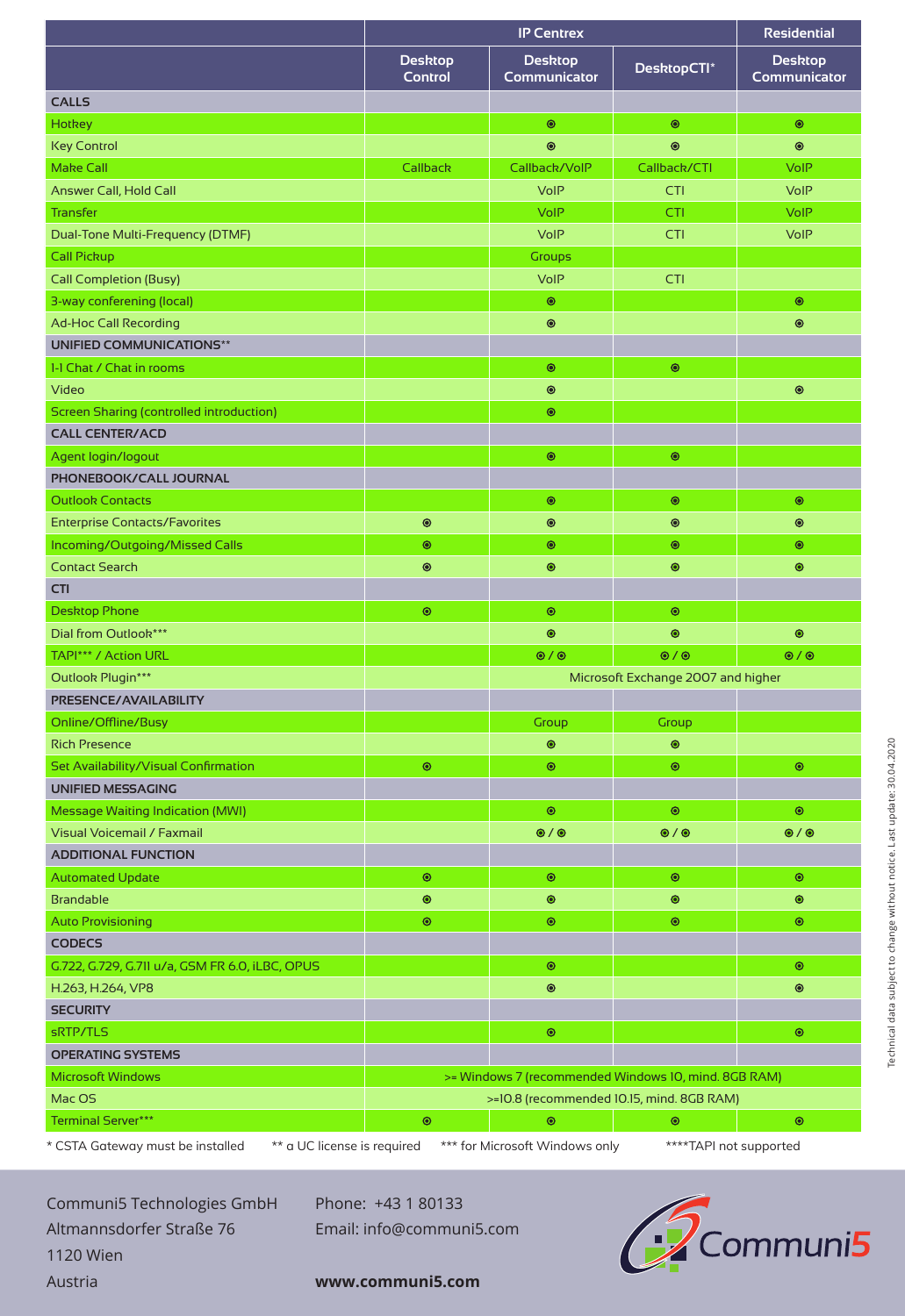| | IP Centrex | | | Residential |
|---|---|---|---|---|
| | Desktop Control | Desktop Communicator | DesktopCTI* | Desktop Communicator |
| **CALLS** | | | | |
| Hotkey | | ⦿ | ⦿ | ⦿ |
| Key Control | | ⦿ | ⦿ | ⦿ |
| Make Call | Callback | Callback/VoIP | Callback/CTI | VoIP |
| Answer Call, Hold Call | | VoIP | CTI | VoIP |
| Transfer | | VoIP | CTI | VoIP |
| Dual-Tone Multi-Frequency (DTMF) | | VoIP | CTI | VoIP |
| Call Pickup | | Groups | | |
| Call Completion (Busy) | | VoIP | CTI | |
| 3-way conferening (local) | | ⦿ | | ⦿ |
| Ad-Hoc Call Recording | | ⦿ | | ⦿ |
| **UNIFIED COMMUNICATIONS**** | | | | |
| 1-1 Chat / Chat in rooms | | ⦿ | ⦿ | |
| Video | | ⦿ | | ⦿ |
| Screen Sharing (controlled introduction) | | ⦿ | | |
| **CALL CENTER/ACD** | | | | |
| Agent login/logout | | ⦿ | ⦿ | |
| **PHONEBOOK/CALL JOURNAL** | | | | |
| Outlook Contacts | | ⦿ | ⦿ | ⦿ |
| Enterprise Contacts/Favorites | ⦿ | ⦿ | ⦿ | ⦿ |
| Incoming/Outgoing/Missed Calls | ⦿ | ⦿ | ⦿ | ⦿ |
| Contact Search | ⦿ | ⦿ | ⦿ | ⦿ |
| **CTI** | | | | |
| Desktop Phone | ⦿ | ⦿ | ⦿ | |
| Dial from Outlook*** | | ⦿ | ⦿ | ⦿ |
| TAPI*** / Action URL | | ⦿ / ⦿ | ⦿ / ⦿ | ⦿ / ⦿ |
| Outlook Plugin*** | | Microsoft Exchange 2007 and higher | | |
| **PRESENCE/AVAILABILITY** | | | | |
| Online/Offline/Busy | | Group | Group | |
| Rich Presence | | ⦿ | ⦿ | |
| Set Availability/Visual Confirmation | ⦿ | ⦿ | ⦿ | ⦿ |
| **UNIFIED MESSAGING** | | | | |
| Message Waiting Indication (MWI) | | ⦿ | ⦿ | ⦿ |
| Visual Voicemail / Faxmail | | ⦿ / ⦿ | ⦿ / ⦿ | ⦿ / ⦿ |
| **ADDITIONAL FUNCTION** | | | | |
| Automated Update | ⦿ | ⦿ | ⦿ | ⦿ |
| Brandable | ⦿ | ⦿ | ⦿ | ⦿ |
| Auto Provisioning | ⦿ | ⦿ | ⦿ | ⦿ |
| **CODECS** | | | | |
| G.722, G.729, G.711 u/a, GSM FR 6.0, iLBC, OPUS | | ⦿ | | ⦿ |
| H.263, H.264, VP8 | | ⦿ | | ⦿ |
| **SECURITY** | | | | |
| sRTP/TLS | | ⦿ | | ⦿ |
| **OPERATING SYSTEMS** | | | | |
| Microsoft Windows | >= Windows 7 (recommended Windows 10, mind. 8GB RAM) | | | |
| Mac OS | >=10.8 (recommended 10.15, mind. 8GB RAM) | | | |
| Terminal Server*** | ⦿ | ⦿ | ⦿ | ⦿ |

* CSTA Gateway must be installed ** a UC license is required *** for Microsoft Windows only ****TAPI not supported

Technical data subject to change without notice. Last update: 30.04.2020

Communi5 Technologies GmbH
Altmannsdorfer Straße 76
1120 Wien
Austria

Phone: +43 1 80133
Email: info@communi5.com

**www.communi5.com**

Communi5